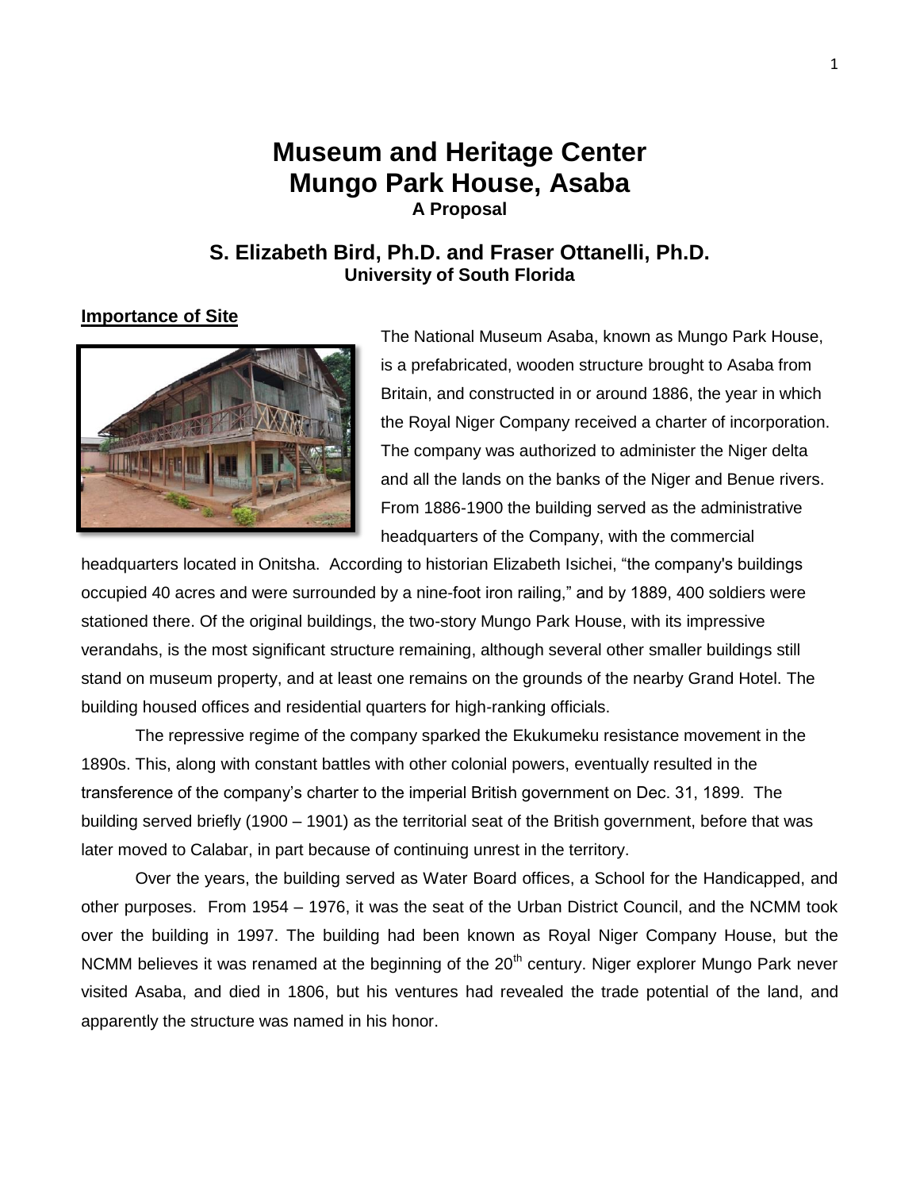# Museum and Heritage Center
# Mungo Park House, Asaba

**A Proposal**

## S. Elizabeth Bird, Ph.D. and Fraser Ottanelli, Ph.D.

**University of South Florida**

### Importance of Site

The National Museum Asaba, known as Mungo Park House, is a prefabricated, wooden structure brought to Asaba from Britain, and constructed in or around 1886, the year in which the Royal Niger Company received a charter of incorporation. The company was authorized to administer the Niger delta and all the lands on the banks of the Niger and Benue rivers. From 1886-1900 the building served as the administrative headquarters of the Company, with the commercial headquarters located in Onitsha. According to historian Elizabeth Isichei, "the company's buildings occupied 40 acres and were surrounded by a nine-foot iron railing," and by 1889, 400 soldiers were stationed there. Of the original buildings, the two-story Mungo Park House, with its impressive verandahs, is the most significant structure remaining, although several other smaller buildings still stand on museum property, and at least one remains on the grounds of the nearby Grand Hotel. The building housed offices and residential quarters for high-ranking officials.

The repressive regime of the company sparked the Ekukumeku resistance movement in the 1890s. This, along with constant battles with other colonial powers, eventually resulted in the transference of the company's charter to the imperial British government on Dec. 31, 1899. The building served briefly (1900 – 1901) as the territorial seat of the British government, before that was later moved to Calabar, in part because of continuing unrest in the territory.

Over the years, the building served as Water Board offices, a School for the Handicapped, and other purposes. From 1954 – 1976, it was the seat of the Urban District Council, and the NCMM took over the building in 1997. The building had been known as Royal Niger Company House, but the NCMM believes it was renamed at the beginning of the 20th century. Niger explorer Mungo Park never visited Asaba, and died in 1806, but his ventures had revealed the trade potential of the land, and apparently the structure was named in his honor.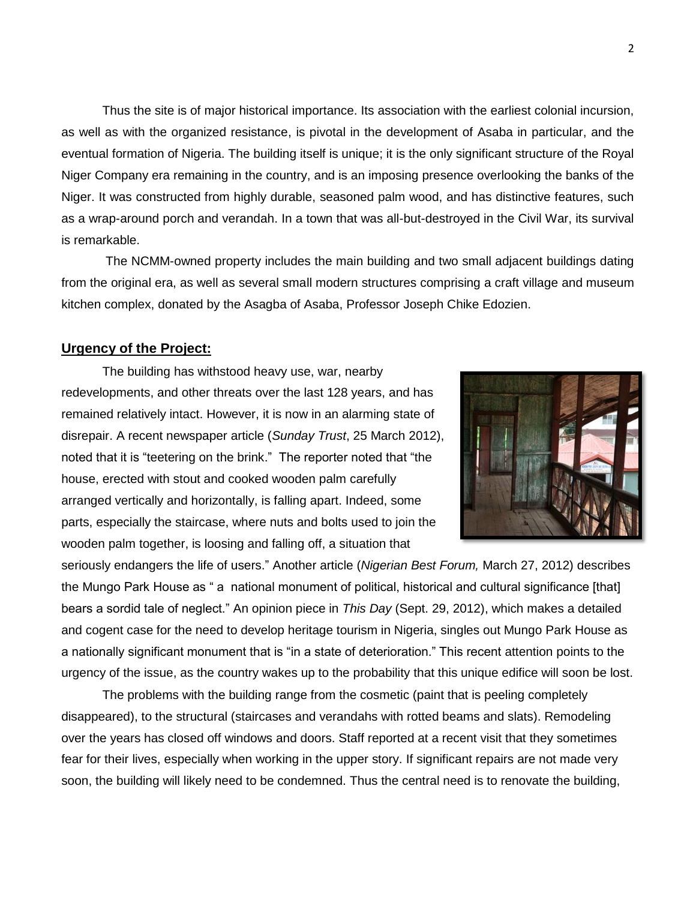Thus the site is of major historical importance. Its association with the earliest colonial incursion, as well as with the organized resistance, is pivotal in the development of Asaba in particular, and the eventual formation of Nigeria. The building itself is unique; it is the only significant structure of the Royal Niger Company era remaining in the country, and is an imposing presence overlooking the banks of the Niger. It was constructed from highly durable, seasoned palm wood, and has distinctive features, such as a wrap-around porch and verandah. In a town that was all-but-destroyed in the Civil War, its survival is remarkable.

The NCMM-owned property includes the main building and two small adjacent buildings dating from the original era, as well as several small modern structures comprising a craft village and museum kitchen complex, donated by the Asagba of Asaba, Professor Joseph Chike Edozien.

## Urgency of the Project:

The building has withstood heavy use, war, nearby redevelopments, and other threats over the last 128 years, and has remained relatively intact. However, it is now in an alarming state of disrepair. A recent newspaper article (*Sunday Trust*, 25 March 2012), noted that it is "teetering on the brink." The reporter noted that "the house, erected with stout and cooked wooden palm carefully arranged vertically and horizontally, is falling apart. Indeed, some parts, especially the staircase, where nuts and bolts used to join the wooden palm together, is loosing and falling off, a situation that seriously endangers the life of users." Another article (*Nigerian Best Forum,* March 27, 2012) describes the Mungo Park House as " a national monument of political, historical and cultural significance [that] bears a sordid tale of neglect." An opinion piece in *This Day* (Sept. 29, 2012), which makes a detailed and cogent case for the need to develop heritage tourism in Nigeria, singles out Mungo Park House as a nationally significant monument that is "in a state of deterioration." This recent attention points to the urgency of the issue, as the country wakes up to the probability that this unique edifice will soon be lost.

The problems with the building range from the cosmetic (paint that is peeling completely disappeared), to the structural (staircases and verandahs with rotted beams and slats). Remodeling over the years has closed off windows and doors. Staff reported at a recent visit that they sometimes fear for their lives, especially when working in the upper story. If significant repairs are not made very soon, the building will likely need to be condemned. Thus the central need is to renovate the building,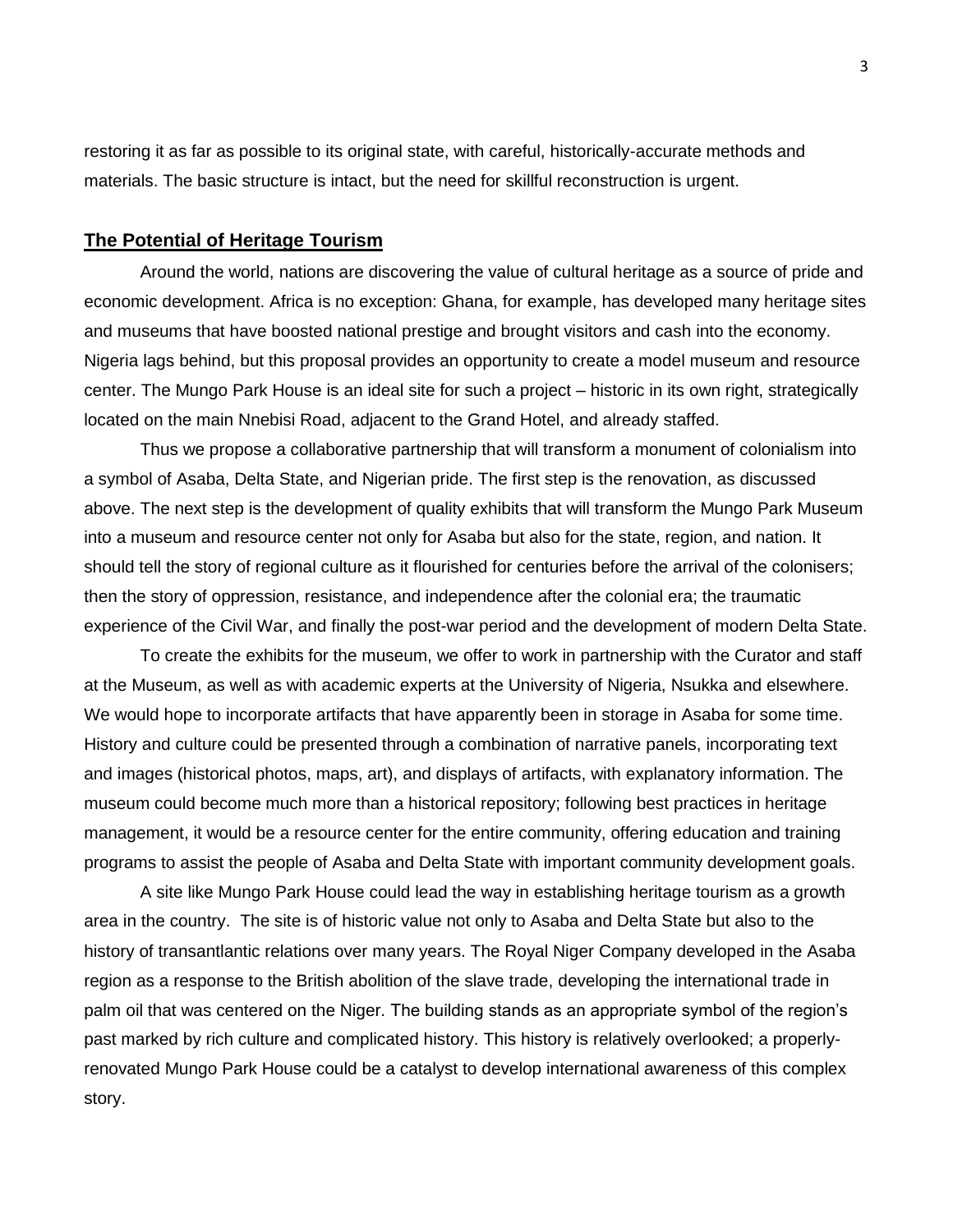restoring it as far as possible to its original state, with careful, historically-accurate methods and materials. The basic structure is intact, but the need for skillful reconstruction is urgent.

## The Potential of Heritage Tourism

Around the world, nations are discovering the value of cultural heritage as a source of pride and economic development. Africa is no exception: Ghana, for example, has developed many heritage sites and museums that have boosted national prestige and brought visitors and cash into the economy. Nigeria lags behind, but this proposal provides an opportunity to create a model museum and resource center. The Mungo Park House is an ideal site for such a project – historic in its own right, strategically located on the main Nnebisi Road, adjacent to the Grand Hotel, and already staffed.

Thus we propose a collaborative partnership that will transform a monument of colonialism into a symbol of Asaba, Delta State, and Nigerian pride. The first step is the renovation, as discussed above. The next step is the development of quality exhibits that will transform the Mungo Park Museum into a museum and resource center not only for Asaba but also for the state, region, and nation. It should tell the story of regional culture as it flourished for centuries before the arrival of the colonisers; then the story of oppression, resistance, and independence after the colonial era; the traumatic experience of the Civil War, and finally the post-war period and the development of modern Delta State.

To create the exhibits for the museum, we offer to work in partnership with the Curator and staff at the Museum, as well as with academic experts at the University of Nigeria, Nsukka and elsewhere. We would hope to incorporate artifacts that have apparently been in storage in Asaba for some time. History and culture could be presented through a combination of narrative panels, incorporating text and images (historical photos, maps, art), and displays of artifacts, with explanatory information. The museum could become much more than a historical repository; following best practices in heritage management, it would be a resource center for the entire community, offering education and training programs to assist the people of Asaba and Delta State with important community development goals.

A site like Mungo Park House could lead the way in establishing heritage tourism as a growth area in the country. The site is of historic value not only to Asaba and Delta State but also to the history of transantlantic relations over many years. The Royal Niger Company developed in the Asaba region as a response to the British abolition of the slave trade, developing the international trade in palm oil that was centered on the Niger. The building stands as an appropriate symbol of the region's past marked by rich culture and complicated history. This history is relatively overlooked; a properly-renovated Mungo Park House could be a catalyst to develop international awareness of this complex story.